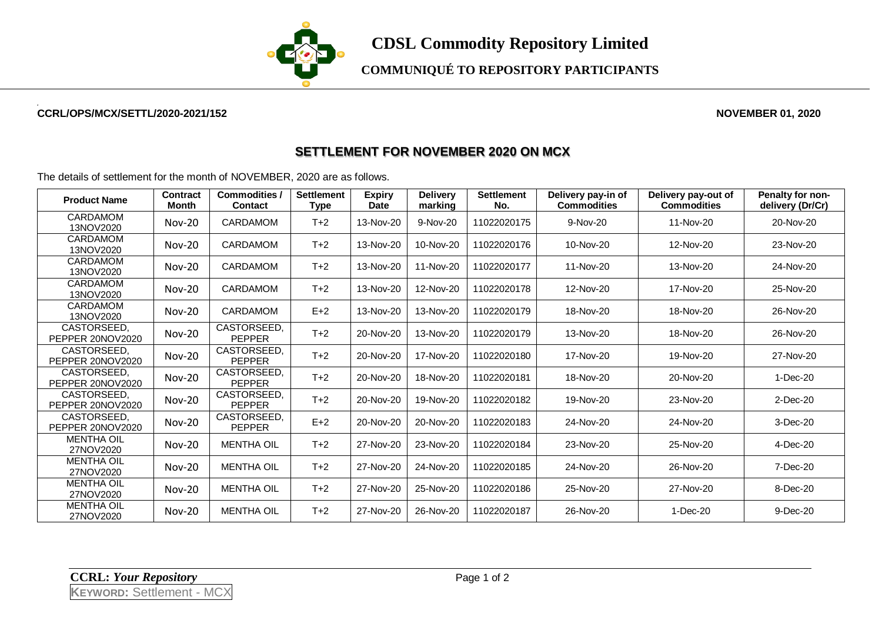# CDSL Commodity Repository Limited

## COMMUNIQUÉ TO REPOSITORY PARTICIPANTS

**CCRL/OPS/MCX/SETTL/2020-2021/152** **NOVEMBER 01, 2020**

## SETTLEMENT FOR NOVEMBER 2020 ON MCX

The details of settlement for the month of NOVEMBER, 2020 are as follows.

| Product Name | Contract Month | Commodities / Contact | Settlement Type | Expiry Date | Delivery marking | Settlement No. | Delivery pay-in of Commodities | Delivery pay-out of Commodities | Penalty for non-delivery (Dr/Cr) |
|---|---|---|---|---|---|---|---|---|---|
| CARDAMOM 13NOV2020 | Nov-20 | CARDAMOM | T+2 | 13-Nov-20 | 9-Nov-20 | 11022020175 | 9-Nov-20 | 11-Nov-20 | 20-Nov-20 |
| CARDAMOM 13NOV2020 | Nov-20 | CARDAMOM | T+2 | 13-Nov-20 | 10-Nov-20 | 11022020176 | 10-Nov-20 | 12-Nov-20 | 23-Nov-20 |
| CARDAMOM 13NOV2020 | Nov-20 | CARDAMOM | T+2 | 13-Nov-20 | 11-Nov-20 | 11022020177 | 11-Nov-20 | 13-Nov-20 | 24-Nov-20 |
| CARDAMOM 13NOV2020 | Nov-20 | CARDAMOM | T+2 | 13-Nov-20 | 12-Nov-20 | 11022020178 | 12-Nov-20 | 17-Nov-20 | 25-Nov-20 |
| CARDAMOM 13NOV2020 | Nov-20 | CARDAMOM | E+2 | 13-Nov-20 | 13-Nov-20 | 11022020179 | 18-Nov-20 | 18-Nov-20 | 26-Nov-20 |
| CASTORSEED, PEPPER 20NOV2020 | Nov-20 | CASTORSEED, PEPPER | T+2 | 20-Nov-20 | 13-Nov-20 | 11022020179 | 13-Nov-20 | 18-Nov-20 | 26-Nov-20 |
| CASTORSEED, PEPPER 20NOV2020 | Nov-20 | CASTORSEED, PEPPER | T+2 | 20-Nov-20 | 17-Nov-20 | 11022020180 | 17-Nov-20 | 19-Nov-20 | 27-Nov-20 |
| CASTORSEED, PEPPER 20NOV2020 | Nov-20 | CASTORSEED, PEPPER | T+2 | 20-Nov-20 | 18-Nov-20 | 11022020181 | 18-Nov-20 | 20-Nov-20 | 1-Dec-20 |
| CASTORSEED, PEPPER 20NOV2020 | Nov-20 | CASTORSEED, PEPPER | T+2 | 20-Nov-20 | 19-Nov-20 | 11022020182 | 19-Nov-20 | 23-Nov-20 | 2-Dec-20 |
| CASTORSEED, PEPPER 20NOV2020 | Nov-20 | CASTORSEED, PEPPER | E+2 | 20-Nov-20 | 20-Nov-20 | 11022020183 | 24-Nov-20 | 24-Nov-20 | 3-Dec-20 |
| MENTHA OIL 27NOV2020 | Nov-20 | MENTHA OIL | T+2 | 27-Nov-20 | 23-Nov-20 | 11022020184 | 23-Nov-20 | 25-Nov-20 | 4-Dec-20 |
| MENTHA OIL 27NOV2020 | Nov-20 | MENTHA OIL | T+2 | 27-Nov-20 | 24-Nov-20 | 11022020185 | 24-Nov-20 | 26-Nov-20 | 7-Dec-20 |
| MENTHA OIL 27NOV2020 | Nov-20 | MENTHA OIL | T+2 | 27-Nov-20 | 25-Nov-20 | 11022020186 | 25-Nov-20 | 27-Nov-20 | 8-Dec-20 |
| MENTHA OIL 27NOV2020 | Nov-20 | MENTHA OIL | T+2 | 27-Nov-20 | 26-Nov-20 | 11022020187 | 26-Nov-20 | 1-Dec-20 | 9-Dec-20 |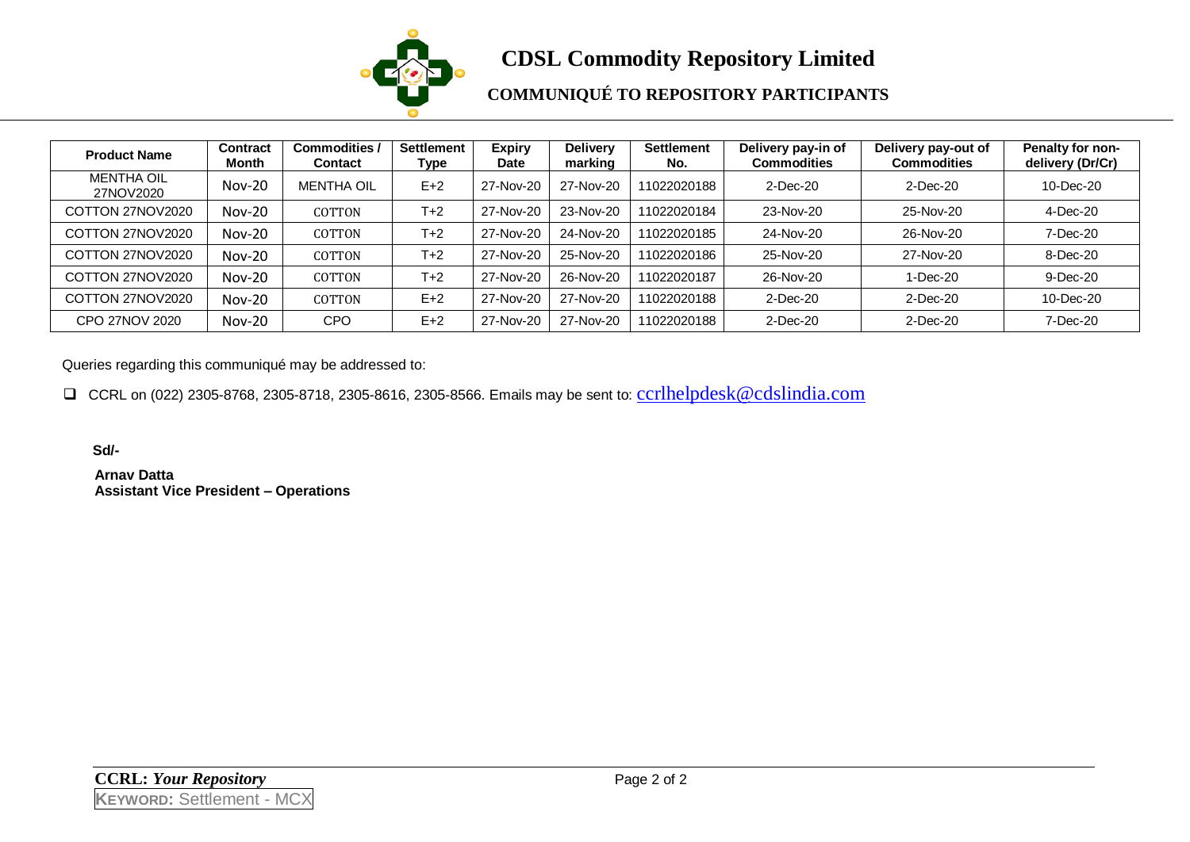# CDSL Commodity Repository Limited

## COMMUNIQUÉ TO REPOSITORY PARTICIPANTS

| Product Name | Contract Month | Commodities / Contact | Settlement Type | Expiry Date | Delivery marking | Settlement No. | Delivery pay-in of Commodities | Delivery pay-out of Commodities | Penalty for non-delivery (Dr/Cr) |
|---|---|---|---|---|---|---|---|---|---|
| MENTHA OIL 27NOV2020 | Nov-20 | MENTHA OIL | E+2 | 27-Nov-20 | 27-Nov-20 | 11022020188 | 2-Dec-20 | 2-Dec-20 | 10-Dec-20 |
| COTTON 27NOV2020 | Nov-20 | COTTON | T+2 | 27-Nov-20 | 23-Nov-20 | 11022020184 | 23-Nov-20 | 25-Nov-20 | 4-Dec-20 |
| COTTON 27NOV2020 | Nov-20 | COTTON | T+2 | 27-Nov-20 | 24-Nov-20 | 11022020185 | 24-Nov-20 | 26-Nov-20 | 7-Dec-20 |
| COTTON 27NOV2020 | Nov-20 | COTTON | T+2 | 27-Nov-20 | 25-Nov-20 | 11022020186 | 25-Nov-20 | 27-Nov-20 | 8-Dec-20 |
| COTTON 27NOV2020 | Nov-20 | COTTON | T+2 | 27-Nov-20 | 26-Nov-20 | 11022020187 | 26-Nov-20 | 1-Dec-20 | 9-Dec-20 |
| COTTON 27NOV2020 | Nov-20 | COTTON | E+2 | 27-Nov-20 | 27-Nov-20 | 11022020188 | 2-Dec-20 | 2-Dec-20 | 10-Dec-20 |
| CPO 27NOV 2020 | Nov-20 | CPO | E+2 | 27-Nov-20 | 27-Nov-20 | 11022020188 | 2-Dec-20 | 2-Dec-20 | 7-Dec-20 |

Queries regarding this communiqué may be addressed to:

- CCRL on (022) 2305-8768, 2305-8718, 2305-8616, 2305-8566. Emails may be sent to: ccrlhelpdesk@cdslindia.com

**Sd/-**

**Arnav Datta**
**Assistant Vice President – Operations**

**CCRL:** ***Your Repository***

**KEYWORD:** Settlement - MCX